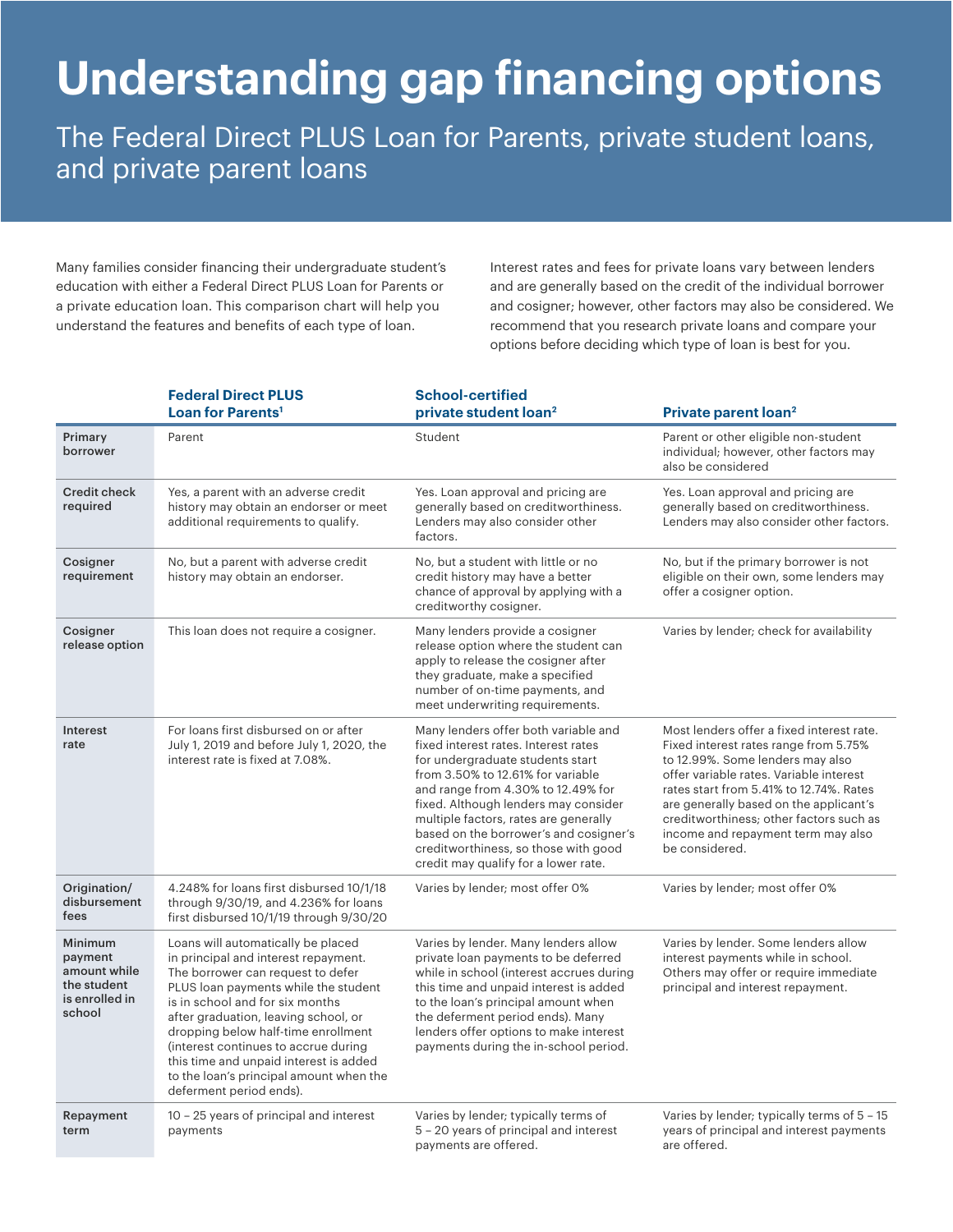# Understanding gap financing options

## The Federal Direct PLUS Loan for Parents, private student loans, and private parent loans

Many families consider financing their undergraduate student's education with either a Federal Direct PLUS Loan for Parents or a private education loan. This comparison chart will help you understand the features and benefits of each type of loan.

Interest rates and fees for private loans vary between lenders and are generally based on the credit of the individual borrower and cosigner; however, other factors may also be considered. We recommend that you research private loans and compare your options before deciding which type of loan is best for you.

| | Federal Direct PLUS Loan for Parents[1] | School-certified private student loan[2] | Private parent loan[2] |
|---|---|---|---|
| **Primary borrower** | Parent | Student | Parent or other eligible non-student individual; however, other factors may also be considered |
| **Credit check required** | Yes, a parent with an adverse credit history may obtain an endorser or meet additional requirements to qualify. | Yes. Loan approval and pricing are generally based on creditworthiness. Lenders may also consider other factors. | Yes. Loan approval and pricing are generally based on creditworthiness. Lenders may also consider other factors. |
| **Cosigner requirement** | No, but a parent with adverse credit history may obtain an endorser. | No, but a student with little or no credit history may have a better chance of approval by applying with a creditworthy cosigner. | No, but if the primary borrower is not eligible on their own, some lenders may offer a cosigner option. |
| **Cosigner release option** | This loan does not require a cosigner. | Many lenders provide a cosigner release option where the student can apply to release the cosigner after they graduate, make a specified number of on-time payments, and meet underwriting requirements. | Varies by lender; check for availability |
| **Interest rate** | For loans first disbursed on or after July 1, 2019 and before July 1, 2020, the interest rate is fixed at 7.08%. | Many lenders offer both variable and fixed interest rates. Interest rates for undergraduate students start from 3.50% to 12.61% for variable and range from 4.30% to 12.49% for fixed. Although lenders may consider multiple factors, rates are generally based on the borrower's and cosigner's creditworthiness, so those with good credit may qualify for a lower rate. | Most lenders offer a fixed interest rate. Fixed interest rates range from 5.75% to 12.99%. Some lenders may also offer variable rates. Variable interest rates start from 5.41% to 12.74%. Rates are generally based on the applicant's creditworthiness; other factors such as income and repayment term may also be considered. |
| **Origination/ disbursement fees** | 4.248% for loans first disbursed 10/1/18 through 9/30/19, and 4.236% for loans first disbursed 10/1/19 through 9/30/20 | Varies by lender; most offer 0% | Varies by lender; most offer 0% |
| **Minimum payment amount while the student is enrolled in school** | Loans will automatically be placed in principal and interest repayment. The borrower can request to defer PLUS loan payments while the student is in school and for six months after graduation, leaving school, or dropping below half-time enrollment (interest continues to accrue during this time and unpaid interest is added to the loan's principal amount when the deferment period ends). | Varies by lender. Many lenders allow private loan payments to be deferred while in school (interest accrues during this time and unpaid interest is added to the loan's principal amount when the deferment period ends). Many lenders offer options to make interest payments during the in-school period. | Varies by lender. Some lenders allow interest payments while in school. Others may offer or require immediate principal and interest repayment. |
| **Repayment term** | 10 – 25 years of principal and interest payments | Varies by lender; typically terms of 5 – 20 years of principal and interest payments are offered. | Varies by lender; typically terms of 5 – 15 years of principal and interest payments are offered. |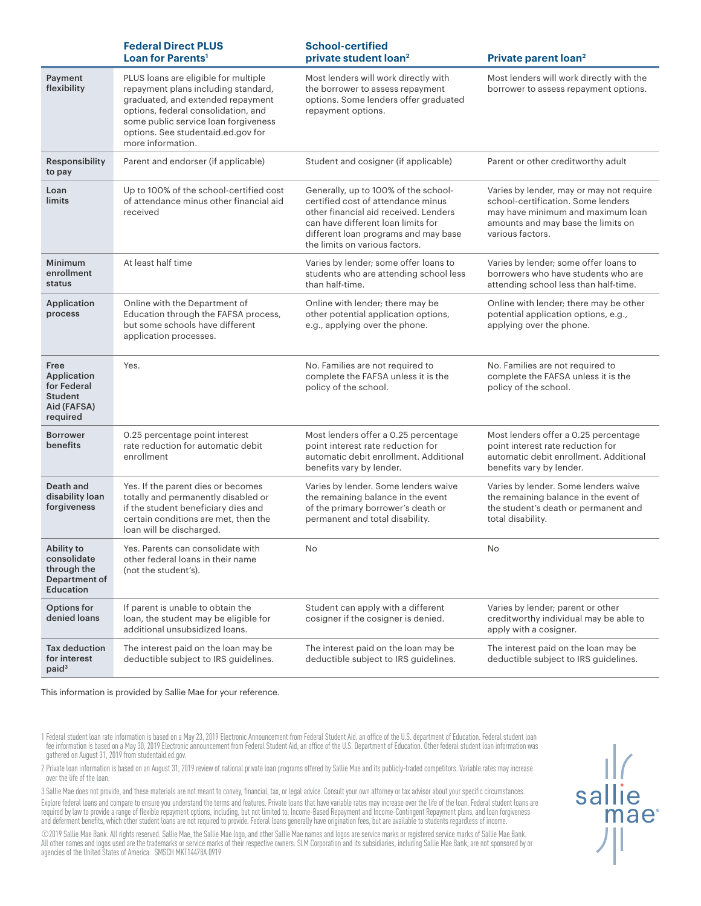| | Federal Direct PLUS Loan for Parents[1] | School-certified private student loan[2] | Private parent loan[2] |
|---|---|---|---|
| **Payment flexibility** | PLUS loans are eligible for multiple repayment plans including standard, graduated, and extended repayment options, federal consolidation, and some public service loan forgiveness options. See studentaid.ed.gov for more information. | Most lenders will work directly with the borrower to assess repayment options. Some lenders offer graduated repayment options. | Most lenders will work directly with the borrower to assess repayment options. |
| **Responsibility to pay** | Parent and endorser (if applicable) | Student and cosigner (if applicable) | Parent or other creditworthy adult |
| **Loan limits** | Up to 100% of the school-certified cost of attendance minus other financial aid received | Generally, up to 100% of the school-certified cost of attendance minus other financial aid received. Lenders can have different loan limits for different loan programs and may base the limits on various factors. | Varies by lender, may or may not require school-certification. Some lenders may have minimum and maximum loan amounts and may base the limits on various factors. |
| **Minimum enrollment status** | At least half time | Varies by lender; some offer loans to students who are attending school less than half-time. | Varies by lender; some offer loans to borrowers who have students who are attending school less than half-time. |
| **Application process** | Online with the Department of Education through the FAFSA process, but some schools have different application processes. | Online with lender; there may be other potential application options, e.g., applying over the phone. | Online with lender; there may be other potential application options, e.g., applying over the phone. |
| **Free Application for Federal Student Aid (FAFSA) required** | Yes. | No. Families are not required to complete the FAFSA unless it is the policy of the school. | No. Families are not required to complete the FAFSA unless it is the policy of the school. |
| **Borrower benefits** | 0.25 percentage point interest rate reduction for automatic debit enrollment | Most lenders offer a 0.25 percentage point interest rate reduction for automatic debit enrollment. Additional benefits vary by lender. | Most lenders offer a 0.25 percentage point interest rate reduction for automatic debit enrollment. Additional benefits vary by lender. |
| **Death and disability loan forgiveness** | Yes. If the parent dies or becomes totally and permanently disabled or if the student beneficiary dies and certain conditions are met, then the loan will be discharged. | Varies by lender. Some lenders waive the remaining balance in the event of the primary borrower's death or permanent and total disability. | Varies by lender. Some lenders waive the remaining balance in the event of the student's death or permanent and total disability. |
| **Ability to consolidate through the Department of Education** | Yes. Parents can consolidate with other federal loans in their name (not the student's). | No | No |
| **Options for denied loans** | If parent is unable to obtain the loan, the student may be eligible for additional unsubsidized loans. | Student can apply with a different cosigner if the cosigner is denied. | Varies by lender; parent or other creditworthy individual may be able to apply with a cosigner. |
| **Tax deduction for interest paid[3]** | The interest paid on the loan may be deductible subject to IRS guidelines. | The interest paid on the loan may be deductible subject to IRS guidelines. | The interest paid on the loan may be deductible subject to IRS guidelines. |

This information is provided by Sallie Mae for your reference.

1 Federal student loan rate information is based on a May 23, 2019 Electronic Announcement from Federal Student Aid, an office of the U.S. department of Education. Federal student loan fee information is based on a May 30, 2019 Electronic announcement from Federal Student Aid, an office of the U.S. Department of Education. Other federal student loan information was gathered on August 31, 2019 from studentaid.ed.gov.

2 Private loan information is based on an August 31, 2019 review of national private loan programs offered by Sallie Mae and its publicly-traded competitors. Variable rates may increase over the life of the loan.

3 Sallie Mae does not provide, and these materials are not meant to convey, financial, tax, or legal advice. Consult your own attorney or tax advisor about your specific circumstances.

Explore federal loans and compare to ensure you understand the terms and features. Private loans that have variable rates may increase over the life of the loan. Federal student loans are required by law to provide a range of flexible repayment options, including, but not limited to, Income-Based Repayment and Income-Contingent Repayment plans, and loan forgiveness and deferment benefits, which other student loans are not required to provide. Federal loans generally have origination fees, but are available to students regardless of income.

©2019 Sallie Mae Bank. All rights reserved. Sallie Mae, the Sallie Mae logo, and other Sallie Mae names and logos are service marks or registered service marks of Sallie Mae Bank. All other names and logos used are the trademarks or service marks of their respective owners. SLM Corporation and its subsidiaries, including Sallie Mae Bank, are not sponsored by or agencies of the United States of America. SMSCH MKT14478A 0919

sallie mae